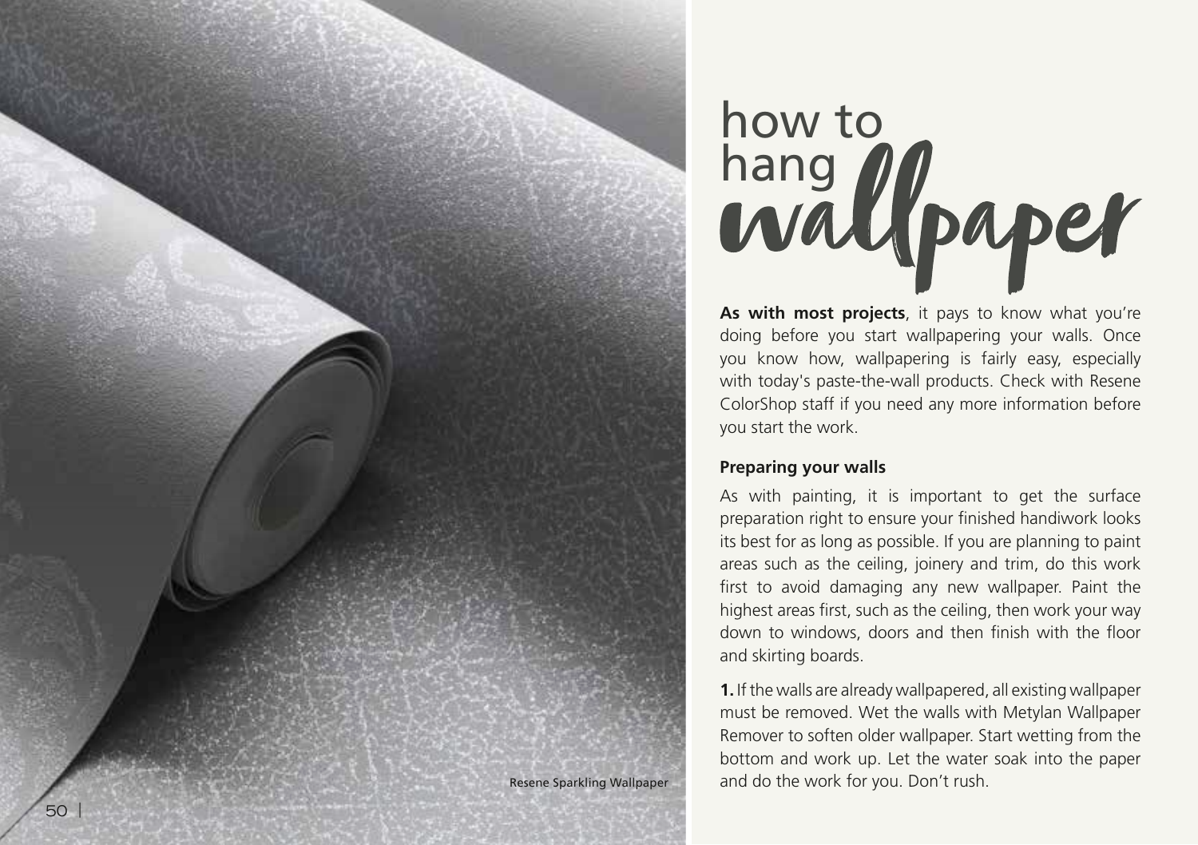# how to hang wallpaper

**As with most projects**, it pays to know what you're doing before you start wallpapering your walls. Once you know how, wallpapering is fairly easy, especially with today's paste-the-wall products. Check with Resene ColorShop staff if you need any more information before you start the work.

Resene Sparkling Wallpaper

### Preparing your walls

As with painting, it is important to get the surface preparation right to ensure your finished handiwork looks its best for as long as possible. If you are planning to paint areas such as the ceiling, joinery and trim, do this work first to avoid damaging any new wallpaper. Paint the highest areas first, such as the ceiling, then work your way down to windows, doors and then finish with the floor and skirting boards.

**1.** If the walls are already wallpapered, all existing wallpaper must be removed. Wet the walls with Metylan Wallpaper Remover to soften older wallpaper. Start wetting from the bottom and work up. Let the water soak into the paper and do the work for you. Don't rush.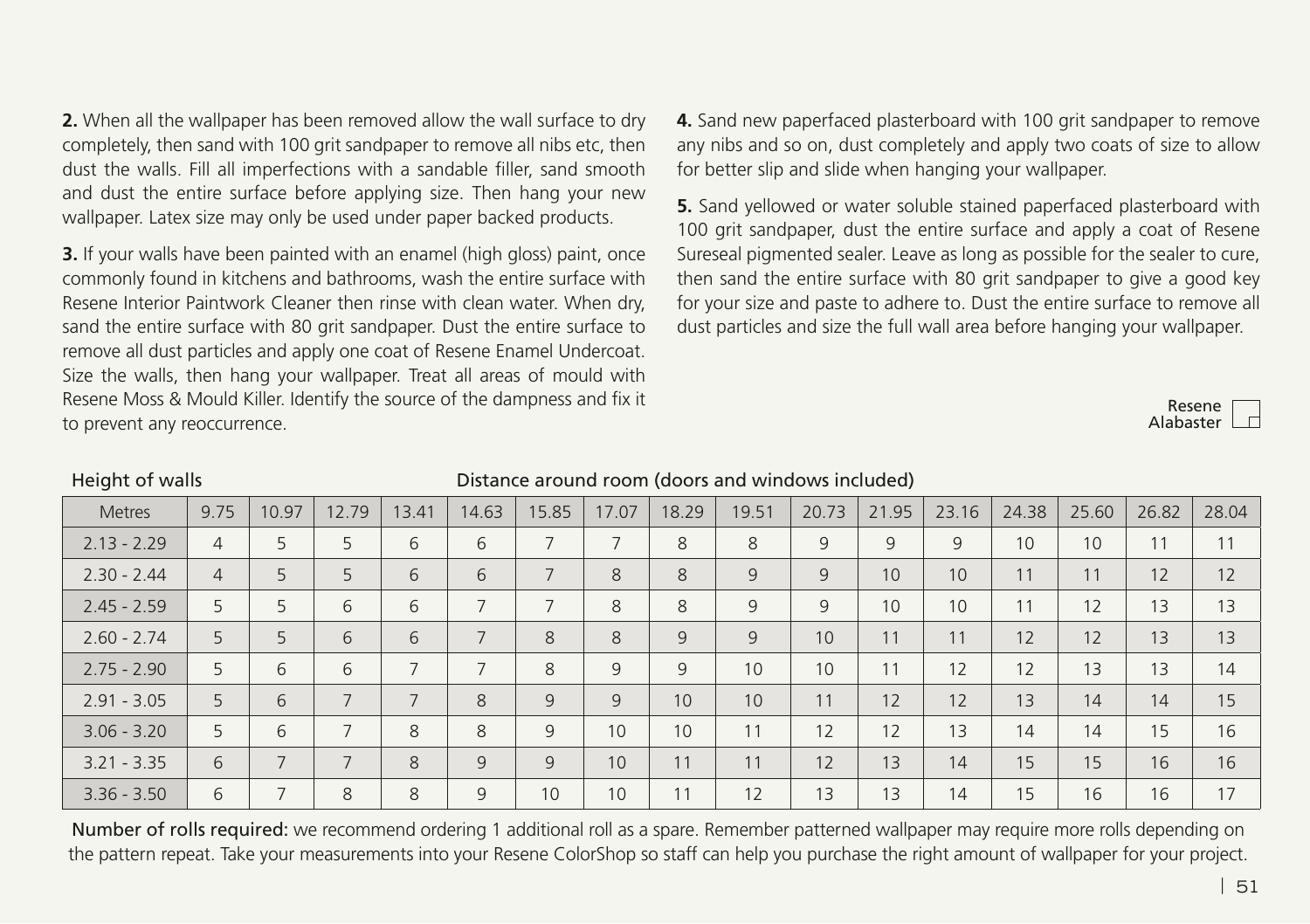**2.** When all the wallpaper has been removed allow the wall surface to dry completely, then sand with 100 grit sandpaper to remove all nibs etc, then dust the walls. Fill all imperfections with a sandable filler, sand smooth and dust the entire surface before applying size. Then hang your new wallpaper. Latex size may only be used under paper backed products.

**3.** If your walls have been painted with an enamel (high gloss) paint, once commonly found in kitchens and bathrooms, wash the entire surface with Resene Interior Paintwork Cleaner then rinse with clean water. When dry, sand the entire surface with 80 grit sandpaper. Dust the entire surface to remove all dust particles and apply one coat of Resene Enamel Undercoat. Size the walls, then hang your wallpaper. Treat all areas of mould with Resene Moss & Mould Killer. Identify the source of the dampness and fix it to prevent any reoccurrence.

**4.** Sand new paperfaced plasterboard with 100 grit sandpaper to remove any nibs and so on, dust completely and apply two coats of size to allow for better slip and slide when hanging your wallpaper.

**5.** Sand yellowed or water soluble stained paperfaced plasterboard with 100 grit sandpaper, dust the entire surface and apply a coat of Resene Sureseal pigmented sealer. Leave as long as possible for the sealer to cure, then sand the entire surface with 80 grit sandpaper to give a good key for your size and paste to adhere to. Dust the entire surface to remove all dust particles and size the full wall area before hanging your wallpaper.

Resene Alabaster

| Height of walls | Distance around room (doors and windows included) | | | | | | | | | | | | | | | |
|---|---|---|---|---|---|---|---|---|---|---|---|---|---|---|---|---|
| Metres | 9.75 | 10.97 | 12.79 | 13.41 | 14.63 | 15.85 | 17.07 | 18.29 | 19.51 | 20.73 | 21.95 | 23.16 | 24.38 | 25.60 | 26.82 | 28.04 |
| 2.13 - 2.29 | 4 | 5 | 5 | 6 | 6 | 7 | 7 | 8 | 8 | 9 | 9 | 9 | 10 | 10 | 11 | 11 |
| 2.30 - 2.44 | 4 | 5 | 5 | 6 | 6 | 7 | 8 | 8 | 9 | 9 | 10 | 10 | 11 | 11 | 12 | 12 |
| 2.45 - 2.59 | 5 | 5 | 6 | 6 | 7 | 7 | 8 | 8 | 9 | 9 | 10 | 10 | 11 | 12 | 13 | 13 |
| 2.60 - 2.74 | 5 | 5 | 6 | 6 | 7 | 8 | 8 | 9 | 9 | 10 | 11 | 11 | 12 | 12 | 13 | 13 |
| 2.75 - 2.90 | 5 | 6 | 6 | 7 | 7 | 8 | 9 | 9 | 10 | 10 | 11 | 12 | 12 | 13 | 13 | 14 |
| 2.91 - 3.05 | 5 | 6 | 7 | 7 | 8 | 9 | 9 | 10 | 10 | 11 | 12 | 12 | 13 | 14 | 14 | 15 |
| 3.06 - 3.20 | 5 | 6 | 7 | 8 | 8 | 9 | 10 | 10 | 11 | 12 | 12 | 13 | 14 | 14 | 15 | 16 |
| 3.21 - 3.35 | 6 | 7 | 7 | 8 | 9 | 9 | 10 | 11 | 11 | 12 | 13 | 14 | 15 | 15 | 16 | 16 |
| 3.36 - 3.50 | 6 | 7 | 8 | 8 | 9 | 10 | 10 | 11 | 12 | 13 | 13 | 14 | 15 | 16 | 16 | 17 |

Number of rolls required: we recommend ordering 1 additional roll as a spare. Remember patterned wallpaper may require more rolls depending on the pattern repeat. Take your measurements into your Resene ColorShop so staff can help you purchase the right amount of wallpaper for your project.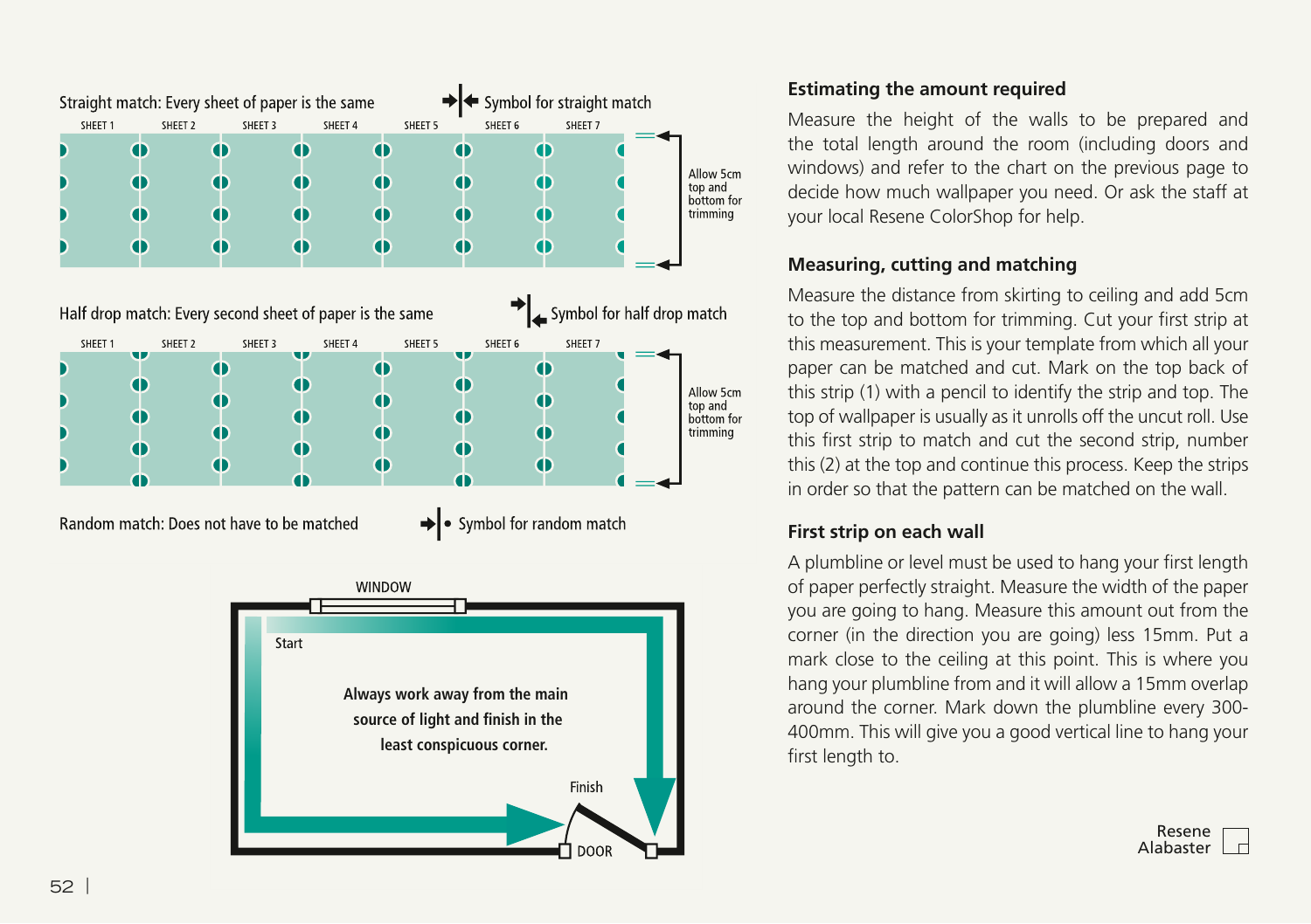Straight match: Every sheet of paper is the same

Symbol for straight match

SHEET 1 SHEET 2 SHEET 3 SHEET 4 SHEET 5 SHEET 6 SHEET 7

Allow 5cm top and bottom for trimming

Half drop match: Every second sheet of paper is the same

Symbol for half drop match

SHEET 1 SHEET 2 SHEET 3 SHEET 4 SHEET 5 SHEET 6 SHEET 7

Allow 5cm top and bottom for trimming

Random match: Does not have to be matched

Symbol for random match

WINDOW

Start

Always work away from the main source of light and finish in the least conspicuous corner.

Finish

DOOR

## Estimating the amount required

Measure the height of the walls to be prepared and the total length around the room (including doors and windows) and refer to the chart on the previous page to decide how much wallpaper you need. Or ask the staff at your local Resene ColorShop for help.

## Measuring, cutting and matching

Measure the distance from skirting to ceiling and add 5cm to the top and bottom for trimming. Cut your first strip at this measurement. This is your template from which all your paper can be matched and cut. Mark on the top back of this strip (1) with a pencil to identify the strip and top. The top of wallpaper is usually as it unrolls off the uncut roll. Use this first strip to match and cut the second strip, number this (2) at the top and continue this process. Keep the strips in order so that the pattern can be matched on the wall.

## First strip on each wall

A plumbline or level must be used to hang your first length of paper perfectly straight. Measure the width of the paper you are going to hang. Measure this amount out from the corner (in the direction you are going) less 15mm. Put a mark close to the ceiling at this point. This is where you hang your plumbline from and it will allow a 15mm overlap around the corner. Mark down the plumbline every 300-400mm. This will give you a good vertical line to hang your first length to.

Resene Alabaster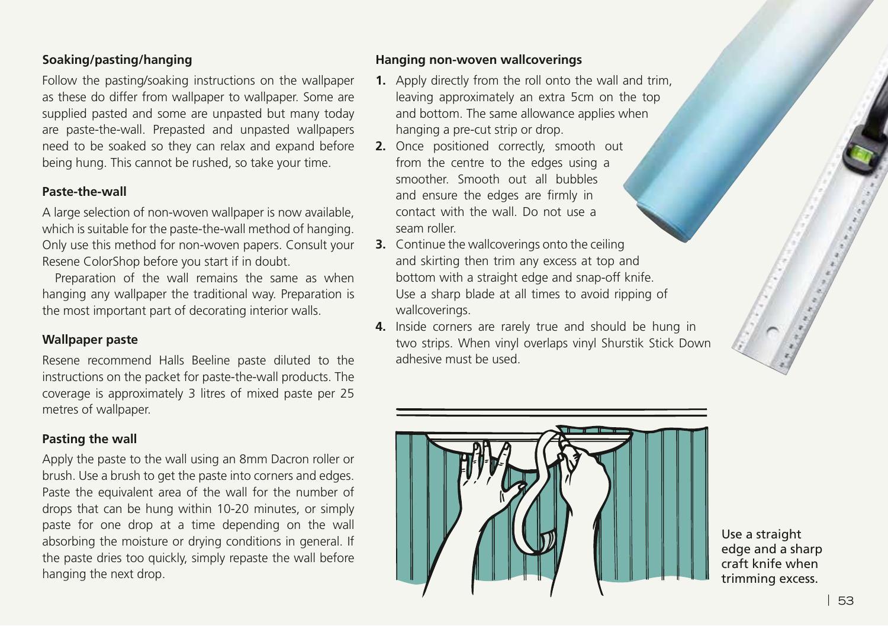### Soaking/pasting/hanging

Follow the pasting/soaking instructions on the wallpaper as these do differ from wallpaper to wallpaper. Some are supplied pasted and some are unpasted but many today are paste-the-wall. Prepasted and unpasted wallpapers need to be soaked so they can relax and expand before being hung. This cannot be rushed, so take your time.

### Paste-the-wall

A large selection of non-woven wallpaper is now available, which is suitable for the paste-the-wall method of hanging. Only use this method for non-woven papers. Consult your Resene ColorShop before you start if in doubt.

Preparation of the wall remains the same as when hanging any wallpaper the traditional way. Preparation is the most important part of decorating interior walls.

### Wallpaper paste

Resene recommend Halls Beeline paste diluted to the instructions on the packet for paste-the-wall products. The coverage is approximately 3 litres of mixed paste per 25 metres of wallpaper.

### Pasting the wall

Apply the paste to the wall using an 8mm Dacron roller or brush. Use a brush to get the paste into corners and edges. Paste the equivalent area of the wall for the number of drops that can be hung within 10-20 minutes, or simply paste for one drop at a time depending on the wall absorbing the moisture or drying conditions in general. If the paste dries too quickly, simply repaste the wall before hanging the next drop.

### Hanging non-woven wallcoverings

1. Apply directly from the roll onto the wall and trim, leaving approximately an extra 5cm on the top and bottom. The same allowance applies when hanging a pre-cut strip or drop.
2. Once positioned correctly, smooth out from the centre to the edges using a smoother. Smooth out all bubbles and ensure the edges are firmly in contact with the wall. Do not use a seam roller.
3. Continue the wallcoverings onto the ceiling and skirting then trim any excess at top and bottom with a straight edge and snap-off knife. Use a sharp blade at all times to avoid ripping of wallcoverings.
4. Inside corners are rarely true and should be hung in two strips. When vinyl overlaps vinyl Shurstik Stick Down adhesive must be used.

Use a straight edge and a sharp craft knife when trimming excess.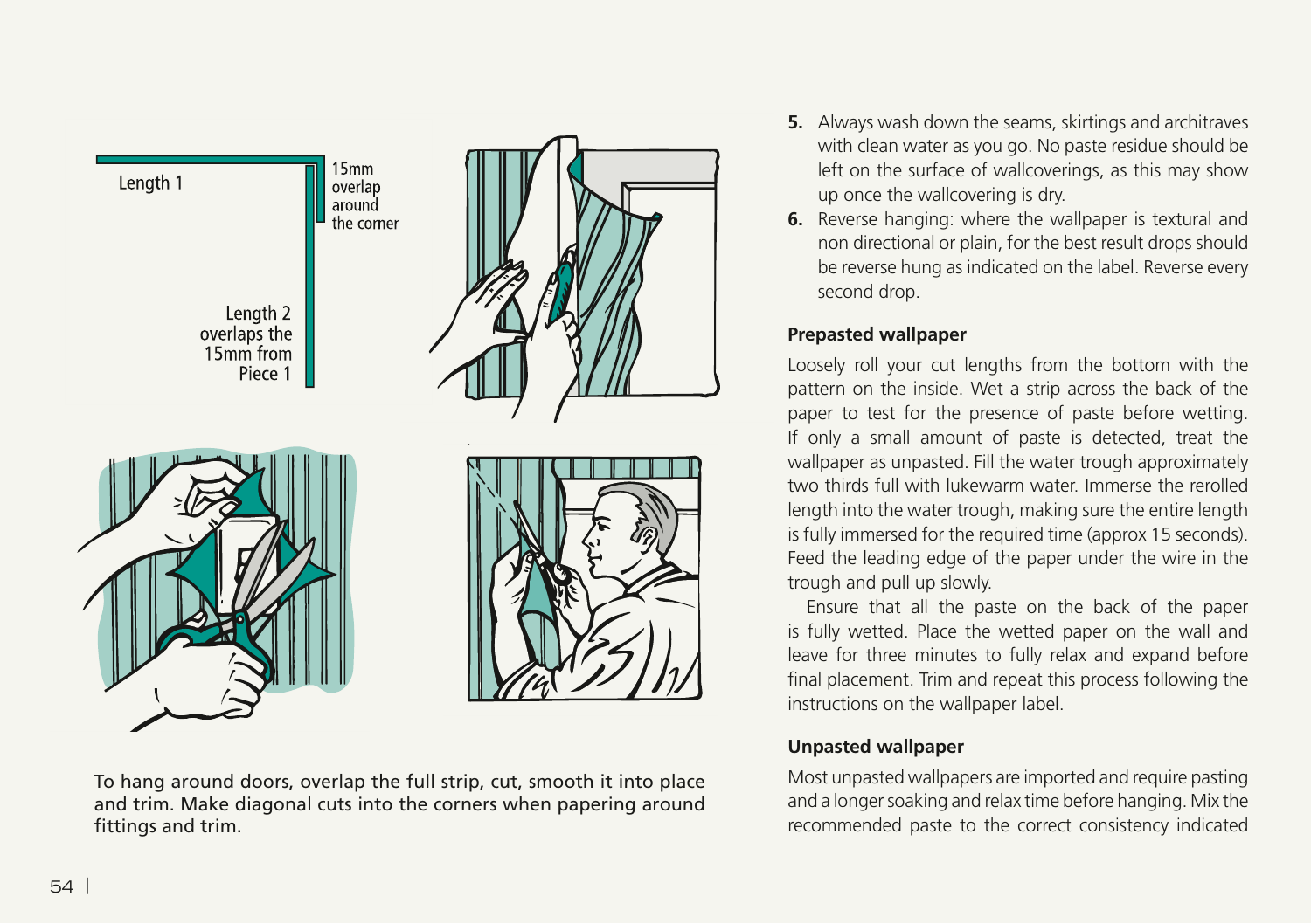Length 1

15mm overlap around the corner

Length 2 overlaps the 15mm from Piece 1

To hang around doors, overlap the full strip, cut, smooth it into place and trim. Make diagonal cuts into the corners when papering around fittings and trim.

5. Always wash down the seams, skirtings and architraves with clean water as you go. No paste residue should be left on the surface of wallcoverings, as this may show up once the wallcovering is dry.
6. Reverse hanging: where the wallpaper is textural and non directional or plain, for the best result drops should be reverse hung as indicated on the label. Reverse every second drop.

### Prepasted wallpaper

Loosely roll your cut lengths from the bottom with the pattern on the inside. Wet a strip across the back of the paper to test for the presence of paste before wetting. If only a small amount of paste is detected, treat the wallpaper as unpasted. Fill the water trough approximately two thirds full with lukewarm water. Immerse the rerolled length into the water trough, making sure the entire length is fully immersed for the required time (approx 15 seconds). Feed the leading edge of the paper under the wire in the trough and pull up slowly.

Ensure that all the paste on the back of the paper is fully wetted. Place the wetted paper on the wall and leave for three minutes to fully relax and expand before final placement. Trim and repeat this process following the instructions on the wallpaper label.

### Unpasted wallpaper

Most unpasted wallpapers are imported and require pasting and a longer soaking and relax time before hanging. Mix the recommended paste to the correct consistency indicated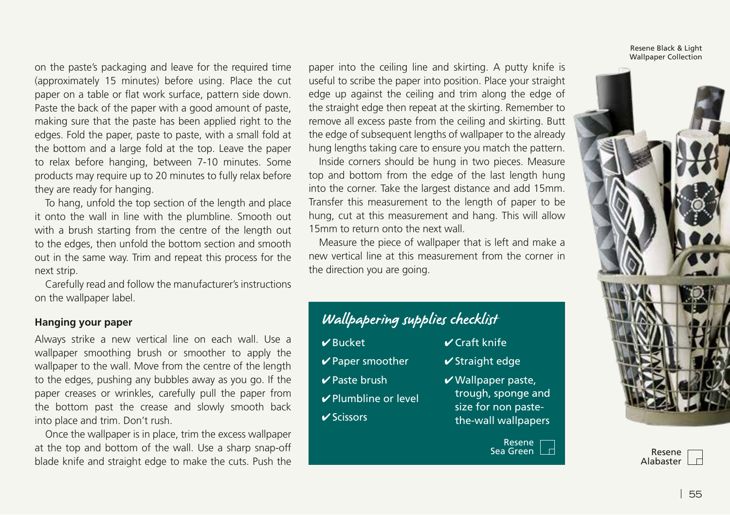on the paste's packaging and leave for the required time (approximately 15 minutes) before using. Place the cut paper on a table or flat work surface, pattern side down. Paste the back of the paper with a good amount of paste, making sure that the paste has been applied right to the edges. Fold the paper, paste to paste, with a small fold at the bottom and a large fold at the top. Leave the paper to relax before hanging, between 7-10 minutes. Some products may require up to 20 minutes to fully relax before they are ready for hanging.

To hang, unfold the top section of the length and place it onto the wall in line with the plumbline. Smooth out with a brush starting from the centre of the length out to the edges, then unfold the bottom section and smooth out in the same way. Trim and repeat this process for the next strip.

Carefully read and follow the manufacturer's instructions on the wallpaper label.

### Hanging your paper

Always strike a new vertical line on each wall. Use a wallpaper smoothing brush or smoother to apply the wallpaper to the wall. Move from the centre of the length to the edges, pushing any bubbles away as you go. If the paper creases or wrinkles, carefully pull the paper from the bottom past the crease and slowly smooth back into place and trim. Don't rush.

Once the wallpaper is in place, trim the excess wallpaper at the top and bottom of the wall. Use a sharp snap-off blade knife and straight edge to make the cuts. Push the paper into the ceiling line and skirting. A putty knife is useful to scribe the paper into position. Place your straight edge up against the ceiling and trim along the edge of the straight edge then repeat at the skirting. Remember to remove all excess paste from the ceiling and skirting. Butt the edge of subsequent lengths of wallpaper to the already hung lengths taking care to ensure you match the pattern.

Inside corners should be hung in two pieces. Measure top and bottom from the edge of the last length hung into the corner. Take the largest distance and add 15mm. Transfer this measurement to the length of paper to be hung, cut at this measurement and hang. This will allow 15mm to return onto the next wall.

Measure the piece of wallpaper that is left and make a new vertical line at this measurement from the corner in the direction you are going.

### Wallpapering supplies checklist

- ✔ Bucket
- ✔ Paper smoother
- ✔ Paste brush
- ✔ Plumbline or level
- ✔ Scissors
- ✔ Craft knife
- ✔ Straight edge
- ✔ Wallpaper paste, trough, sponge and size for non paste-the-wall wallpapers

Resene Sea Green

Resene Black & Light Wallpaper Collection

Resene Alabaster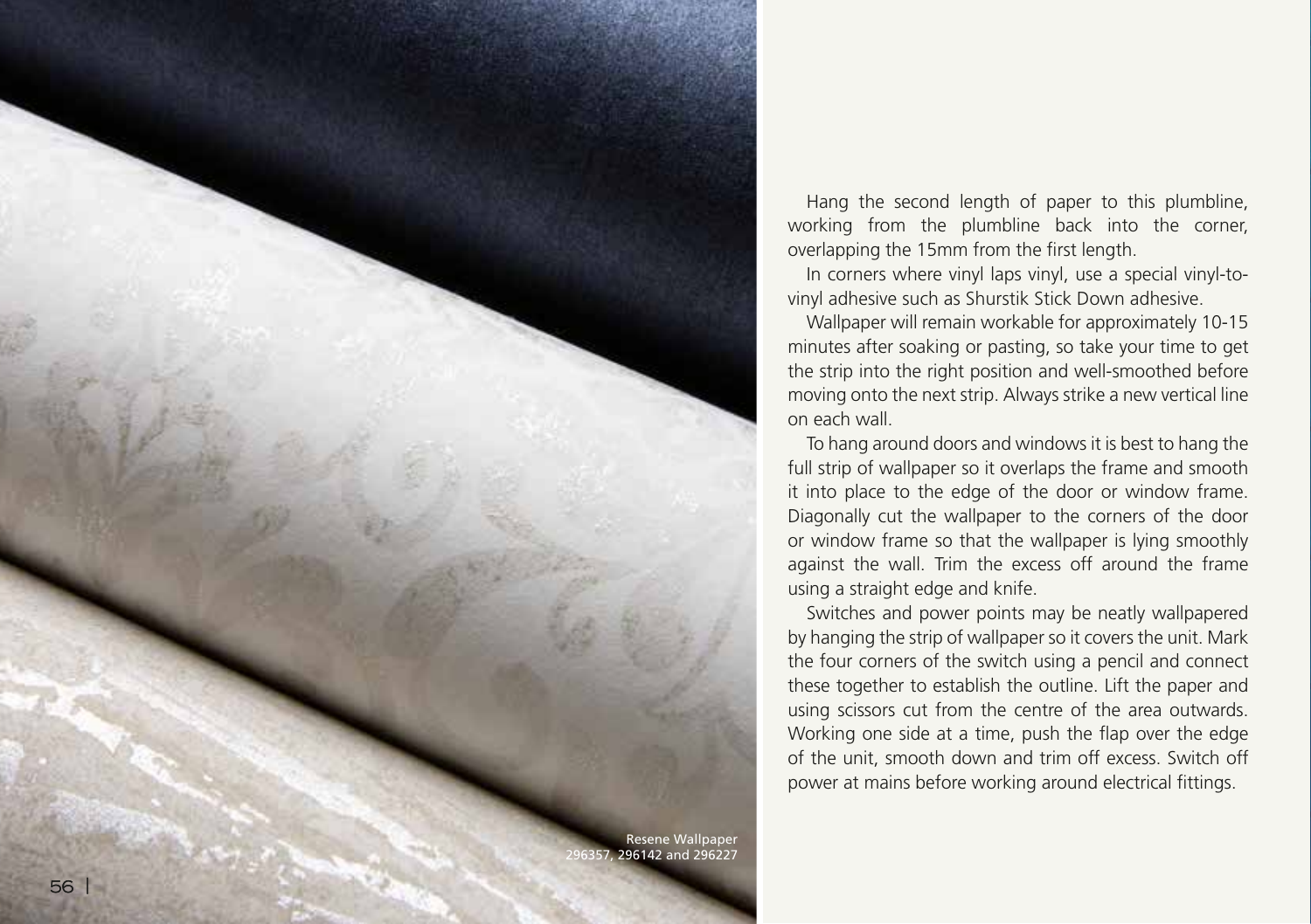Hang the second length of paper to this plumbline, working from the plumbline back into the corner, overlapping the 15mm from the first length.

In corners where vinyl laps vinyl, use a special vinyl-to-vinyl adhesive such as Shurstik Stick Down adhesive.

Wallpaper will remain workable for approximately 10-15 minutes after soaking or pasting, so take your time to get the strip into the right position and well-smoothed before moving onto the next strip. Always strike a new vertical line on each wall.

To hang around doors and windows it is best to hang the full strip of wallpaper so it overlaps the frame and smooth it into place to the edge of the door or window frame. Diagonally cut the wallpaper to the corners of the door or window frame so that the wallpaper is lying smoothly against the wall. Trim the excess off around the frame using a straight edge and knife.

Switches and power points may be neatly wallpapered by hanging the strip of wallpaper so it covers the unit. Mark the four corners of the switch using a pencil and connect these together to establish the outline. Lift the paper and using scissors cut from the centre of the area outwards. Working one side at a time, push the flap over the edge of the unit, smooth down and trim off excess. Switch off power at mains before working around electrical fittings.

Resene Wallpaper
296357, 296142 and 296227